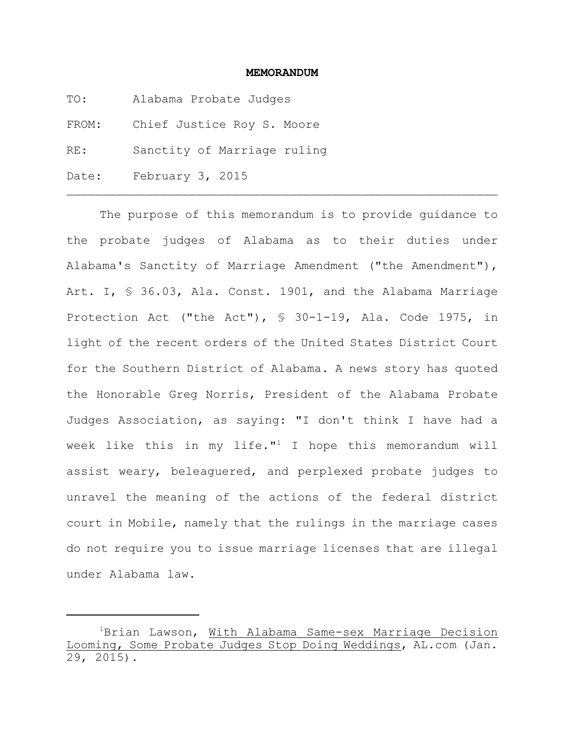# MEMORANDUM

TO: Alabama Probate Judges

FROM: Chief Justice Roy S. Moore

RE: Sanctity of Marriage ruling

Date: February 3, 2015

---

The purpose of this memorandum is to provide guidance to the probate judges of Alabama as to their duties under Alabama's Sanctity of Marriage Amendment ("the Amendment"), Art. I, § 36.03, Ala. Const. 1901, and the Alabama Marriage Protection Act ("the Act"), § 30-1-19, Ala. Code 1975, in light of the recent orders of the United States District Court for the Southern District of Alabama. A news story has quoted the Honorable Greg Norris, President of the Alabama Probate Judges Association, as saying: "I don't think I have had a week like this in my life."[1] I hope this memorandum will assist weary, beleaguered, and perplexed probate judges to unravel the meaning of the actions of the federal district court in Mobile, namely that the rulings in the marriage cases do not require you to issue marriage licenses that are illegal under Alabama law.

---

[1] Brian Lawson, With Alabama Same-sex Marriage Decision Looming, Some Probate Judges Stop Doing Weddings, AL.com (Jan. 29, 2015).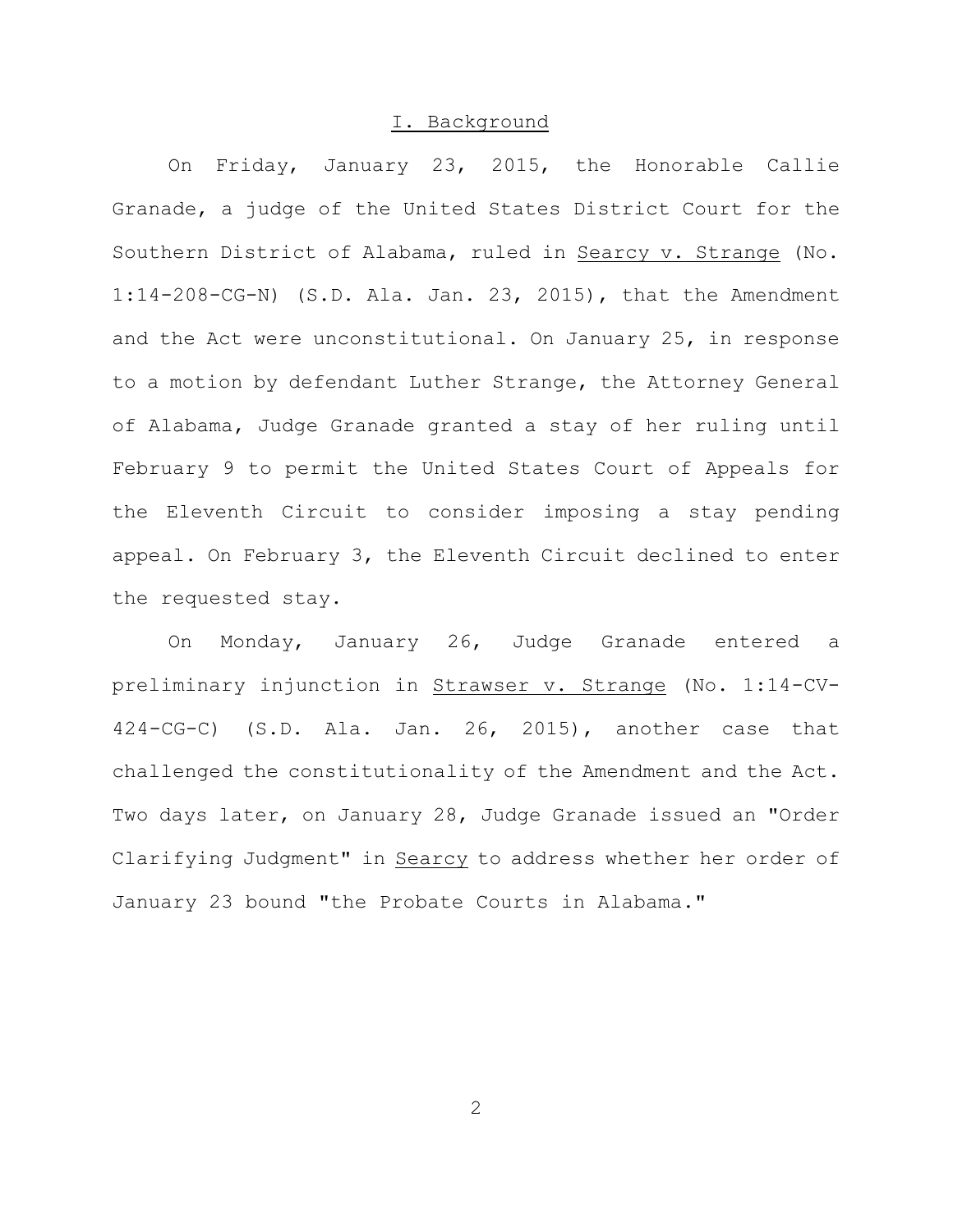## I. Background

On Friday, January 23, 2015, the Honorable Callie Granade, a judge of the United States District Court for the Southern District of Alabama, ruled in Searcy v. Strange (No. 1:14-208-CG-N) (S.D. Ala. Jan. 23, 2015), that the Amendment and the Act were unconstitutional. On January 25, in response to a motion by defendant Luther Strange, the Attorney General of Alabama, Judge Granade granted a stay of her ruling until February 9 to permit the United States Court of Appeals for the Eleventh Circuit to consider imposing a stay pending appeal. On February 3, the Eleventh Circuit declined to enter the requested stay.

On Monday, January 26, Judge Granade entered a preliminary injunction in Strawser v. Strange (No. 1:14-CV-424-CG-C) (S.D. Ala. Jan. 26, 2015), another case that challenged the constitutionality of the Amendment and the Act. Two days later, on January 28, Judge Granade issued an "Order Clarifying Judgment" in Searcy to address whether her order of January 23 bound "the Probate Courts in Alabama."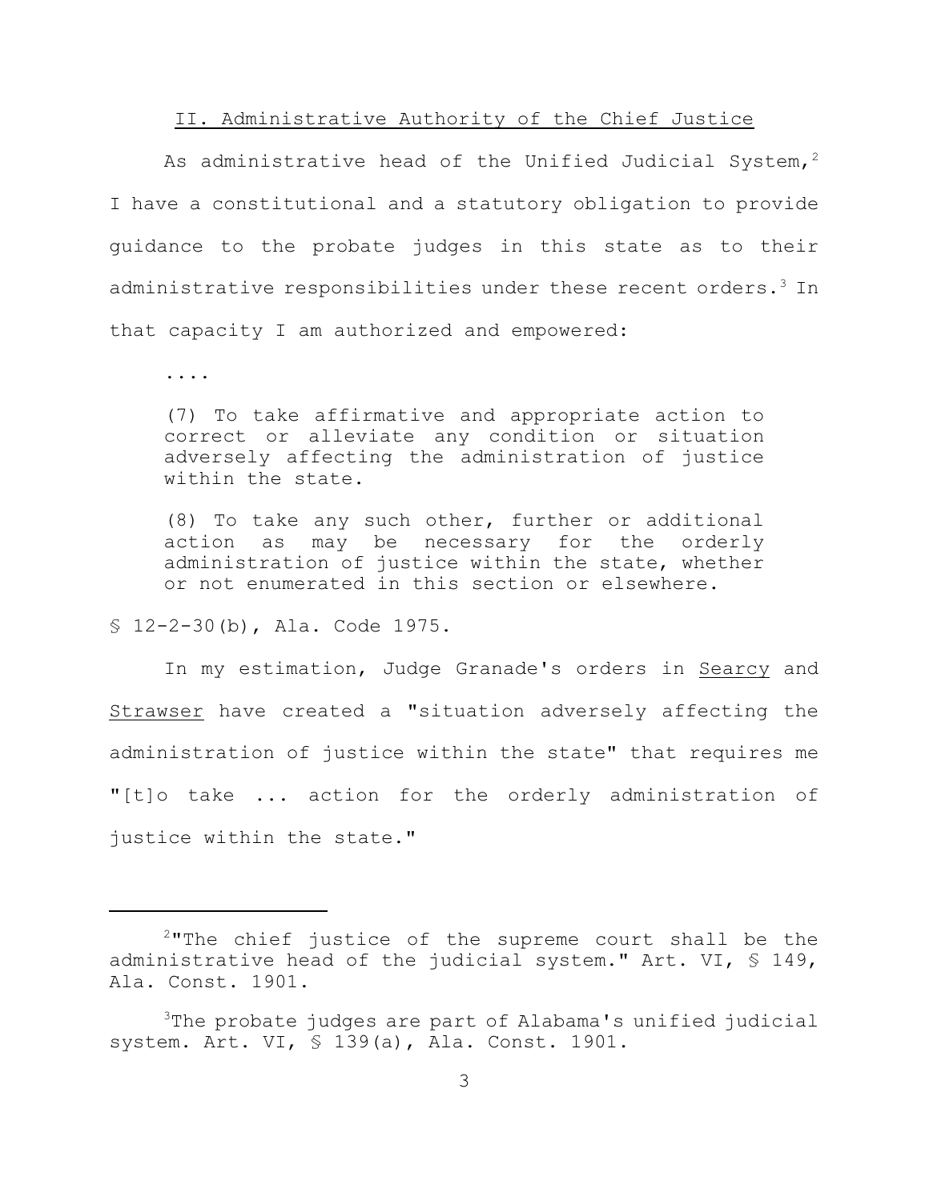## II. Administrative Authority of the Chief Justice

As administrative head of the Unified Judicial System,[2] I have a constitutional and a statutory obligation to provide guidance to the probate judges in this state as to their administrative responsibilities under these recent orders.[3] In that capacity I am authorized and empowered:

> ....
>
> (7) To take affirmative and appropriate action to correct or alleviate any condition or situation adversely affecting the administration of justice within the state.
>
> (8) To take any such other, further or additional action as may be necessary for the orderly administration of justice within the state, whether or not enumerated in this section or elsewhere.

§ 12-2-30(b), Ala. Code 1975.

In my estimation, Judge Granade's orders in Searcy and Strawser have created a "situation adversely affecting the administration of justice within the state" that requires me "[t]o take ... action for the orderly administration of justice within the state."

---

[2]"The chief justice of the supreme court shall be the administrative head of the judicial system." Art. VI, § 149, Ala. Const. 1901.

[3]The probate judges are part of Alabama's unified judicial system. Art. VI, § 139(a), Ala. Const. 1901.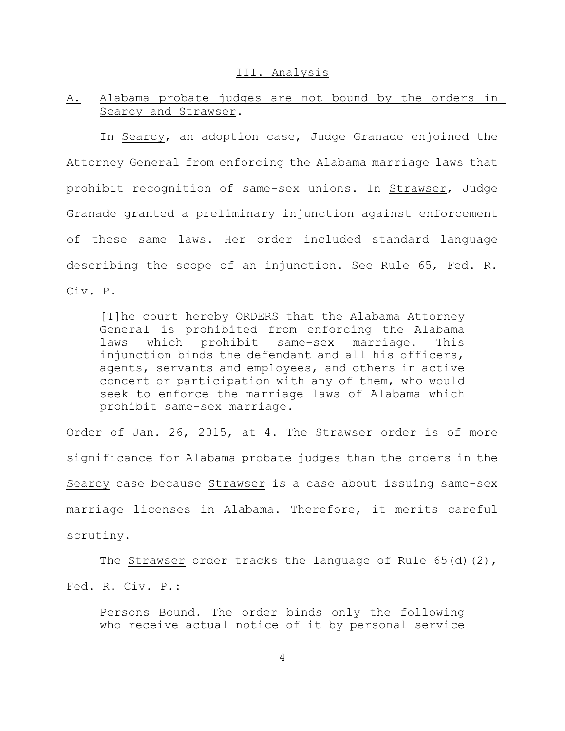## III. Analysis

### A. Alabama probate judges are not bound by the orders in Searcy and Strawser.

In Searcy, an adoption case, Judge Granade enjoined the Attorney General from enforcing the Alabama marriage laws that prohibit recognition of same-sex unions. In Strawser, Judge Granade granted a preliminary injunction against enforcement of these same laws. Her order included standard language describing the scope of an injunction. See Rule 65, Fed. R. Civ. P.

> [T]he court hereby ORDERS that the Alabama Attorney General is prohibited from enforcing the Alabama laws which prohibit same-sex marriage. This injunction binds the defendant and all his officers, agents, servants and employees, and others in active concert or participation with any of them, who would seek to enforce the marriage laws of Alabama which prohibit same-sex marriage.

Order of Jan. 26, 2015, at 4. The Strawser order is of more significance for Alabama probate judges than the orders in the Searcy case because Strawser is a case about issuing same-sex marriage licenses in Alabama. Therefore, it merits careful scrutiny.

The Strawser order tracks the language of Rule 65(d)(2), Fed. R. Civ. P.:

> Persons Bound. The order binds only the following who receive actual notice of it by personal service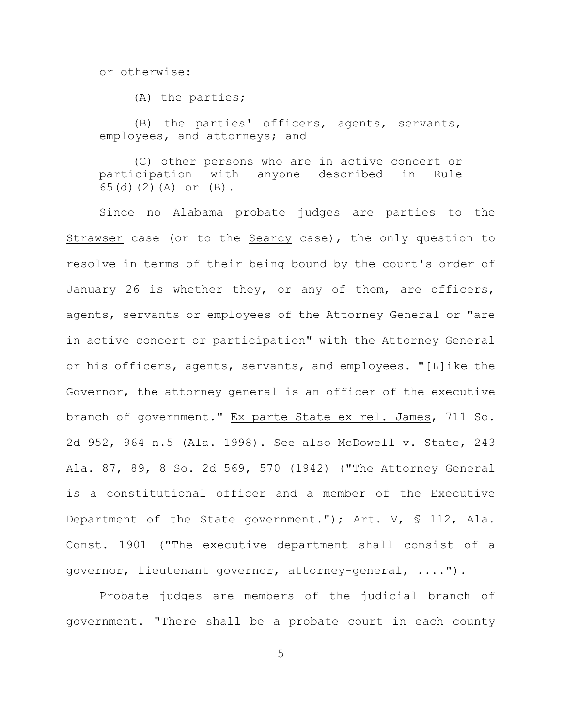or otherwise:

(A) the parties;

(B) the parties' officers, agents, servants, employees, and attorneys; and

(C) other persons who are in active concert or participation with anyone described in Rule 65(d)(2)(A) or (B).

Since no Alabama probate judges are parties to the Strawser case (or to the Searcy case), the only question to resolve in terms of their being bound by the court's order of January 26 is whether they, or any of them, are officers, agents, servants or employees of the Attorney General or "are in active concert or participation" with the Attorney General or his officers, agents, servants, and employees. "[L]ike the Governor, the attorney general is an officer of the executive branch of government." Ex parte State ex rel. James, 711 So. 2d 952, 964 n.5 (Ala. 1998). See also McDowell v. State, 243 Ala. 87, 89, 8 So. 2d 569, 570 (1942) ("The Attorney General is a constitutional officer and a member of the Executive Department of the State government."); Art. V, § 112, Ala. Const. 1901 ("The executive department shall consist of a governor, lieutenant governor, attorney-general, ....").

Probate judges are members of the judicial branch of government. "There shall be a probate court in each county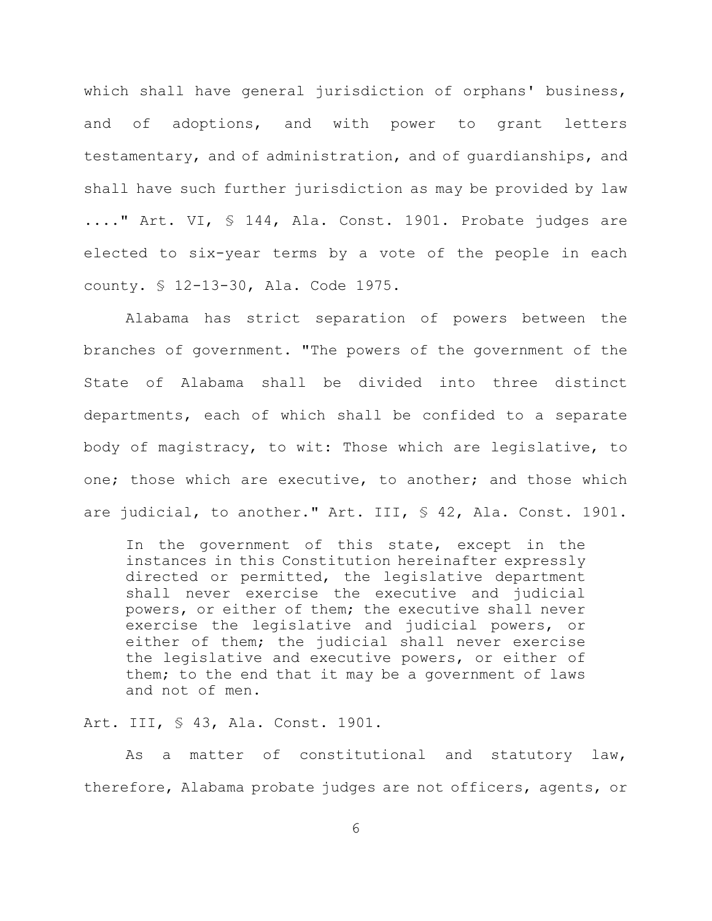which shall have general jurisdiction of orphans' business, and of adoptions, and with power to grant letters testamentary, and of administration, and of guardianships, and shall have such further jurisdiction as may be provided by law ...." Art. VI, § 144, Ala. Const. 1901. Probate judges are elected to six-year terms by a vote of the people in each county. § 12-13-30, Ala. Code 1975.

Alabama has strict separation of powers between the branches of government. "The powers of the government of the State of Alabama shall be divided into three distinct departments, each of which shall be confided to a separate body of magistracy, to wit: Those which are legislative, to one; those which are executive, to another; and those which are judicial, to another." Art. III, § 42, Ala. Const. 1901.

> In the government of this state, except in the instances in this Constitution hereinafter expressly directed or permitted, the legislative department shall never exercise the executive and judicial powers, or either of them; the executive shall never exercise the legislative and judicial powers, or either of them; the judicial shall never exercise the legislative and executive powers, or either of them; to the end that it may be a government of laws and not of men.

Art. III, § 43, Ala. Const. 1901.

As a matter of constitutional and statutory law, therefore, Alabama probate judges are not officers, agents, or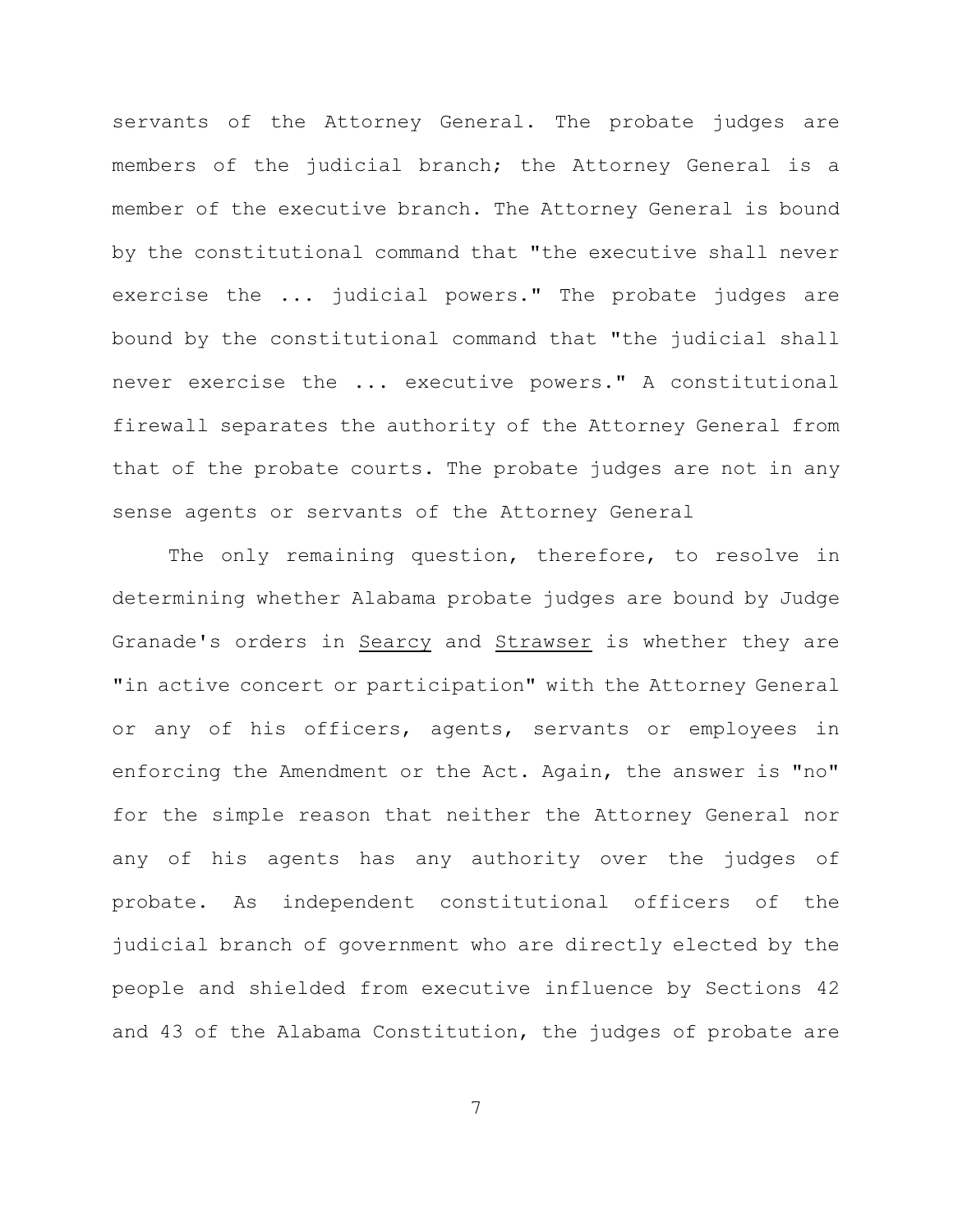servants of the Attorney General. The probate judges are members of the judicial branch; the Attorney General is a member of the executive branch. The Attorney General is bound by the constitutional command that "the executive shall never exercise the ... judicial powers." The probate judges are bound by the constitutional command that "the judicial shall never exercise the ... executive powers." A constitutional firewall separates the authority of the Attorney General from that of the probate courts. The probate judges are not in any sense agents or servants of the Attorney General

The only remaining question, therefore, to resolve in determining whether Alabama probate judges are bound by Judge Granade's orders in <u>Searcy</u> and <u>Strawser</u> is whether they are "in active concert or participation" with the Attorney General or any of his officers, agents, servants or employees in enforcing the Amendment or the Act. Again, the answer is "no" for the simple reason that neither the Attorney General nor any of his agents has any authority over the judges of probate. As independent constitutional officers of the judicial branch of government who are directly elected by the people and shielded from executive influence by Sections 42 and 43 of the Alabama Constitution, the judges of probate are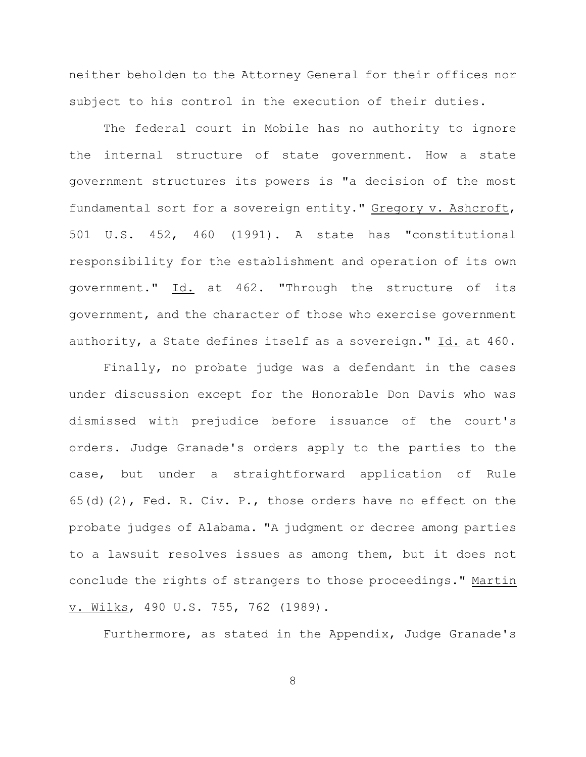neither beholden to the Attorney General for their offices nor subject to his control in the execution of their duties.

The federal court in Mobile has no authority to ignore the internal structure of state government. How a state government structures its powers is "a decision of the most fundamental sort for a sovereign entity." Gregory v. Ashcroft, 501 U.S. 452, 460 (1991). A state has "constitutional responsibility for the establishment and operation of its own government." Id. at 462. "Through the structure of its government, and the character of those who exercise government authority, a State defines itself as a sovereign." Id. at 460.

Finally, no probate judge was a defendant in the cases under discussion except for the Honorable Don Davis who was dismissed with prejudice before issuance of the court's orders. Judge Granade's orders apply to the parties to the case, but under a straightforward application of Rule 65(d)(2), Fed. R. Civ. P., those orders have no effect on the probate judges of Alabama. "A judgment or decree among parties to a lawsuit resolves issues as among them, but it does not conclude the rights of strangers to those proceedings." Martin v. Wilks, 490 U.S. 755, 762 (1989).

Furthermore, as stated in the Appendix, Judge Granade's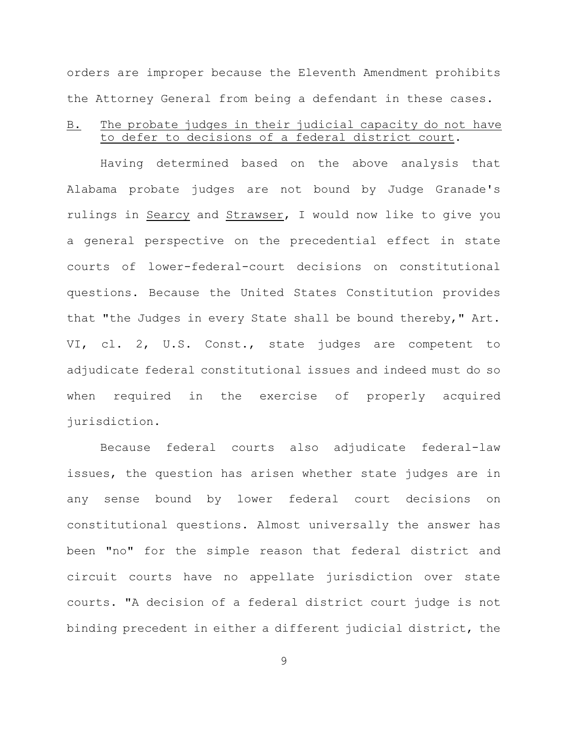orders are improper because the Eleventh Amendment prohibits the Attorney General from being a defendant in these cases.

B. <u>The probate judges in their judicial capacity do not have to defer to decisions of a federal district court</u>.

Having determined based on the above analysis that Alabama probate judges are not bound by Judge Granade's rulings in <u>Searcy</u> and <u>Strawser</u>, I would now like to give you a general perspective on the precedential effect in state courts of lower-federal-court decisions on constitutional questions. Because the United States Constitution provides that "the Judges in every State shall be bound thereby," Art. VI, cl. 2, U.S. Const., state judges are competent to adjudicate federal constitutional issues and indeed must do so when required in the exercise of properly acquired jurisdiction.

Because federal courts also adjudicate federal-law issues, the question has arisen whether state judges are in any sense bound by lower federal court decisions on constitutional questions. Almost universally the answer has been "no" for the simple reason that federal district and circuit courts have no appellate jurisdiction over state courts. "A decision of a federal district court judge is not binding precedent in either a different judicial district, the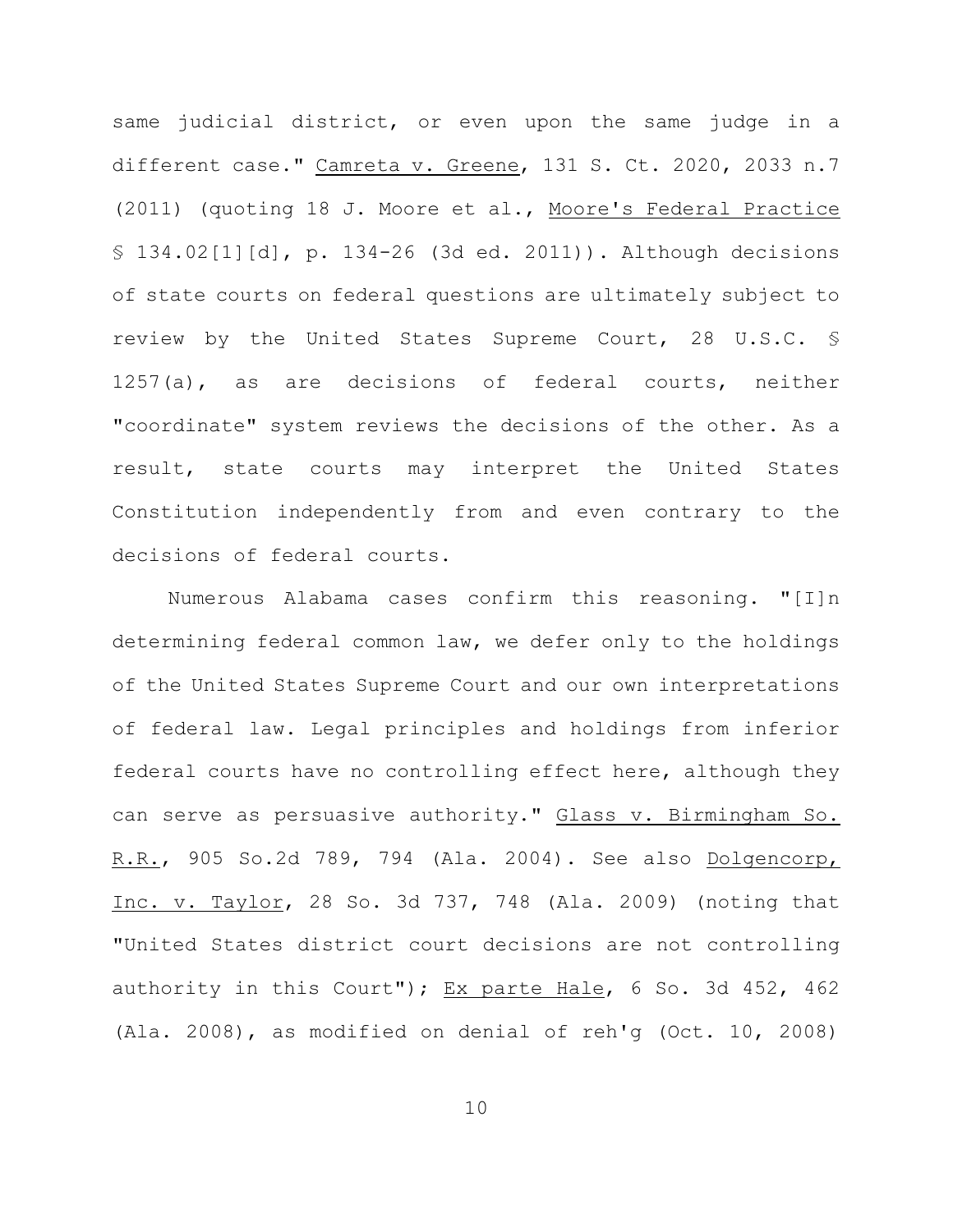same judicial district, or even upon the same judge in a different case." Camreta v. Greene, 131 S. Ct. 2020, 2033 n.7 (2011) (quoting 18 J. Moore et al., Moore's Federal Practice § 134.02[1][d], p. 134-26 (3d ed. 2011)). Although decisions of state courts on federal questions are ultimately subject to review by the United States Supreme Court, 28 U.S.C. § 1257(a), as are decisions of federal courts, neither "coordinate" system reviews the decisions of the other. As a result, state courts may interpret the United States Constitution independently from and even contrary to the decisions of federal courts.

Numerous Alabama cases confirm this reasoning. "[I]n determining federal common law, we defer only to the holdings of the United States Supreme Court and our own interpretations of federal law. Legal principles and holdings from inferior federal courts have no controlling effect here, although they can serve as persuasive authority." Glass v. Birmingham So. R.R., 905 So.2d 789, 794 (Ala. 2004). See also Dolgencorp, Inc. v. Taylor, 28 So. 3d 737, 748 (Ala. 2009) (noting that "United States district court decisions are not controlling authority in this Court"); Ex parte Hale, 6 So. 3d 452, 462 (Ala. 2008), as modified on denial of reh'g (Oct. 10, 2008)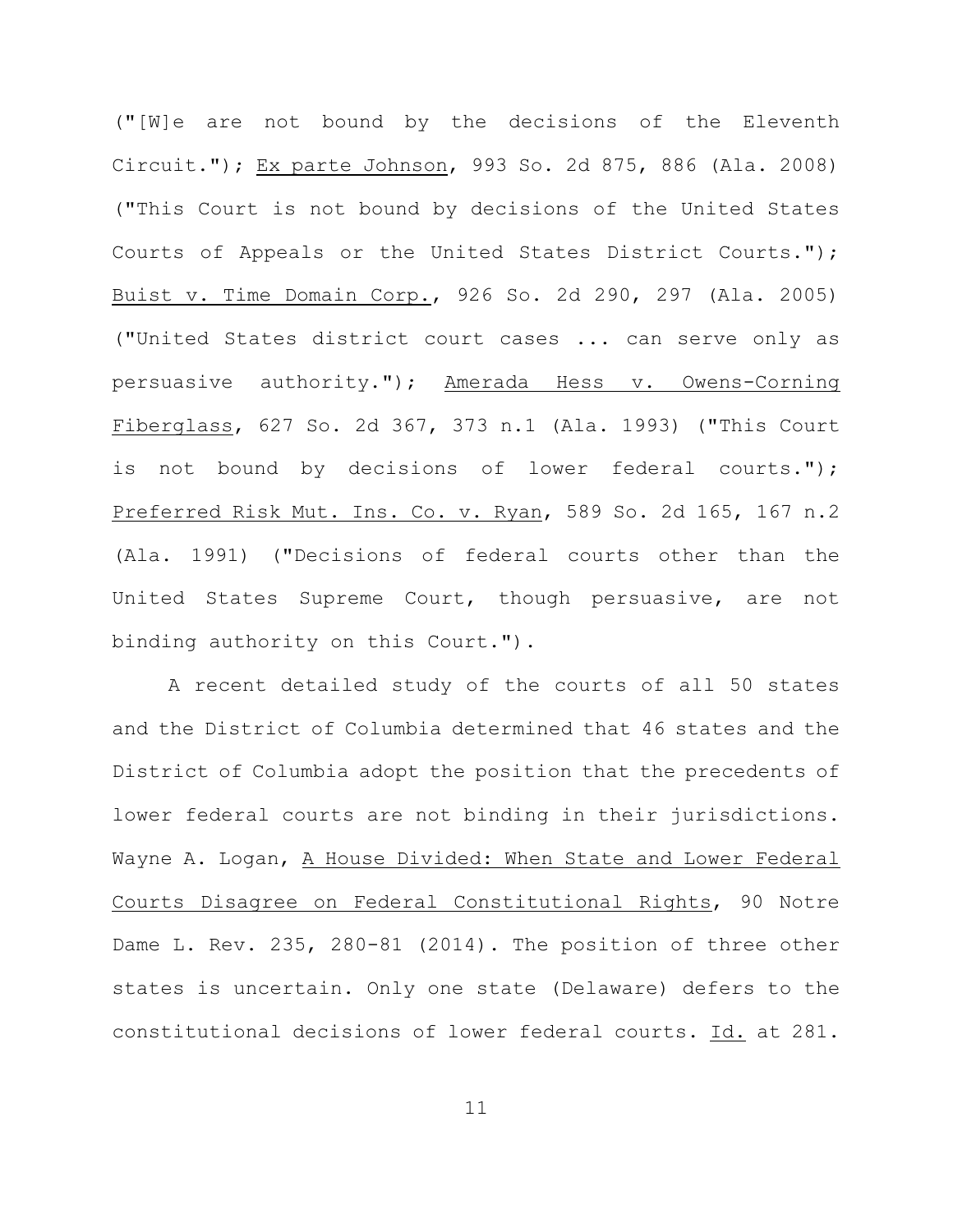("[W]e are not bound by the decisions of the Eleventh Circuit."); Ex parte Johnson, 993 So. 2d 875, 886 (Ala. 2008) ("This Court is not bound by decisions of the United States Courts of Appeals or the United States District Courts."); Buist v. Time Domain Corp., 926 So. 2d 290, 297 (Ala. 2005) ("United States district court cases ... can serve only as persuasive authority."); Amerada Hess v. Owens-Corning Fiberglass, 627 So. 2d 367, 373 n.1 (Ala. 1993) ("This Court is not bound by decisions of lower federal courts."); Preferred Risk Mut. Ins. Co. v. Ryan, 589 So. 2d 165, 167 n.2 (Ala. 1991) ("Decisions of federal courts other than the United States Supreme Court, though persuasive, are not binding authority on this Court.").

A recent detailed study of the courts of all 50 states and the District of Columbia determined that 46 states and the District of Columbia adopt the position that the precedents of lower federal courts are not binding in their jurisdictions. Wayne A. Logan, A House Divided: When State and Lower Federal Courts Disagree on Federal Constitutional Rights, 90 Notre Dame L. Rev. 235, 280-81 (2014). The position of three other states is uncertain. Only one state (Delaware) defers to the constitutional decisions of lower federal courts. Id. at 281.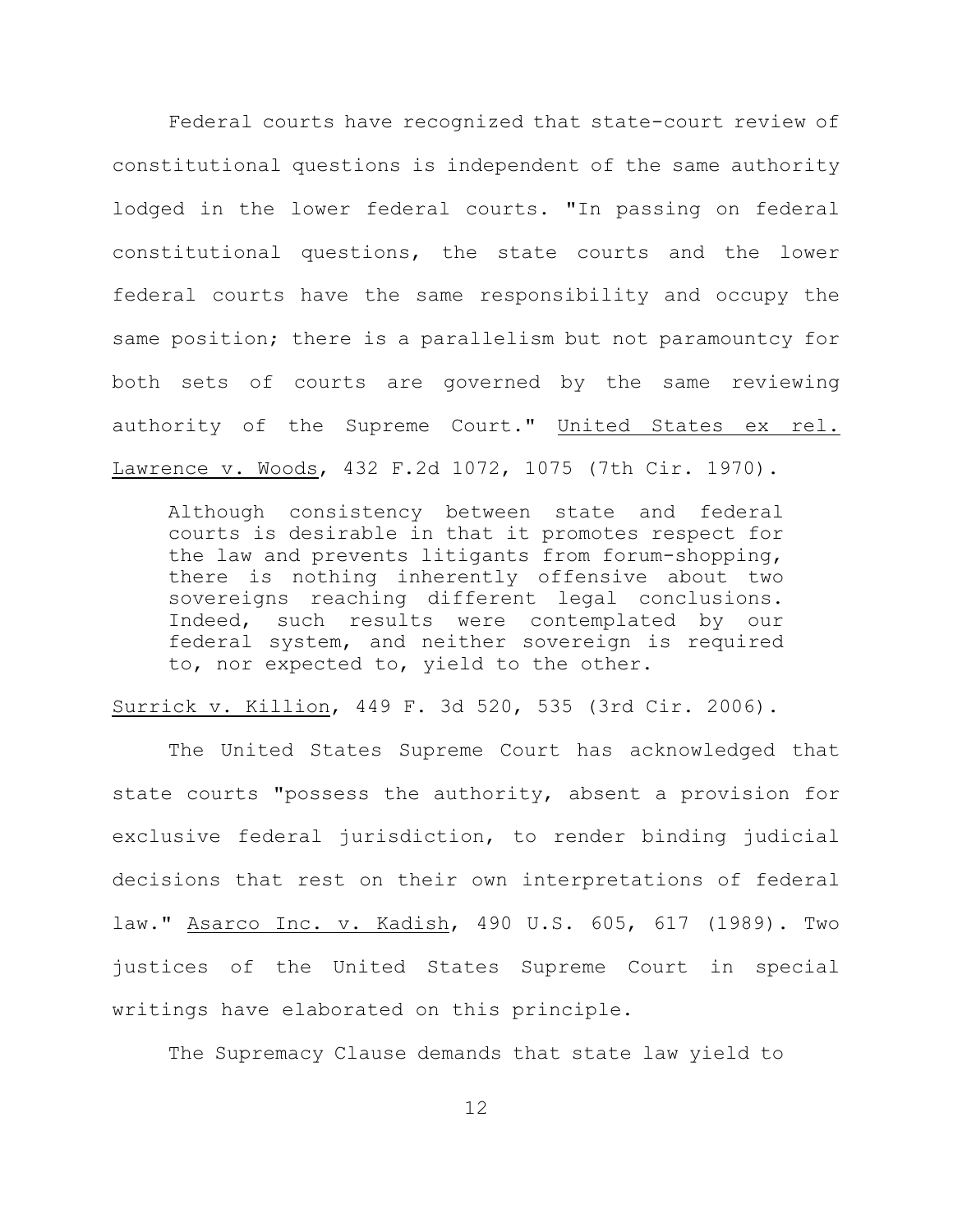Federal courts have recognized that state-court review of constitutional questions is independent of the same authority lodged in the lower federal courts. "In passing on federal constitutional questions, the state courts and the lower federal courts have the same responsibility and occupy the same position; there is a parallelism but not paramountcy for both sets of courts are governed by the same reviewing authority of the Supreme Court." United States ex rel. Lawrence v. Woods, 432 F.2d 1072, 1075 (7th Cir. 1970).

> Although consistency between state and federal courts is desirable in that it promotes respect for the law and prevents litigants from forum-shopping, there is nothing inherently offensive about two sovereigns reaching different legal conclusions. Indeed, such results were contemplated by our federal system, and neither sovereign is required to, nor expected to, yield to the other.

Surrick v. Killion, 449 F. 3d 520, 535 (3rd Cir. 2006).

The United States Supreme Court has acknowledged that state courts "possess the authority, absent a provision for exclusive federal jurisdiction, to render binding judicial decisions that rest on their own interpretations of federal law." Asarco Inc. v. Kadish, 490 U.S. 605, 617 (1989). Two justices of the United States Supreme Court in special writings have elaborated on this principle.

The Supremacy Clause demands that state law yield to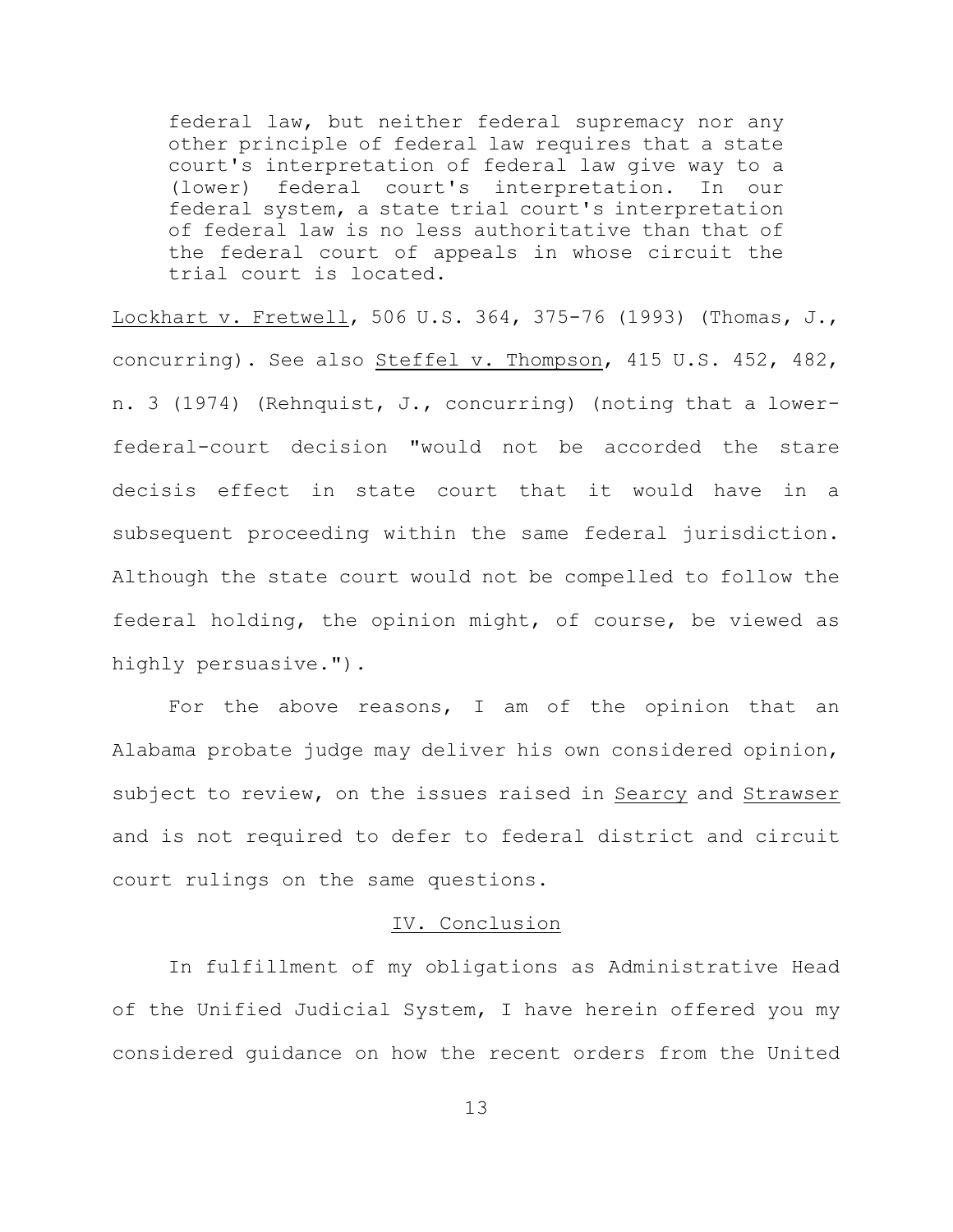> federal law, but neither federal supremacy nor any other principle of federal law requires that a state court's interpretation of federal law give way to a (lower) federal court's interpretation. In our federal system, a state trial court's interpretation of federal law is no less authoritative than that of the federal court of appeals in whose circuit the trial court is located.

Lockhart v. Fretwell, 506 U.S. 364, 375-76 (1993) (Thomas, J., concurring). See also Steffel v. Thompson, 415 U.S. 452, 482, n. 3 (1974) (Rehnquist, J., concurring) (noting that a lower-federal-court decision "would not be accorded the stare decisis effect in state court that it would have in a subsequent proceeding within the same federal jurisdiction. Although the state court would not be compelled to follow the federal holding, the opinion might, of course, be viewed as highly persuasive.").

For the above reasons, I am of the opinion that an Alabama probate judge may deliver his own considered opinion, subject to review, on the issues raised in Searcy and Strawser and is not required to defer to federal district and circuit court rulings on the same questions.

## IV. Conclusion

In fulfillment of my obligations as Administrative Head of the Unified Judicial System, I have herein offered you my considered guidance on how the recent orders from the United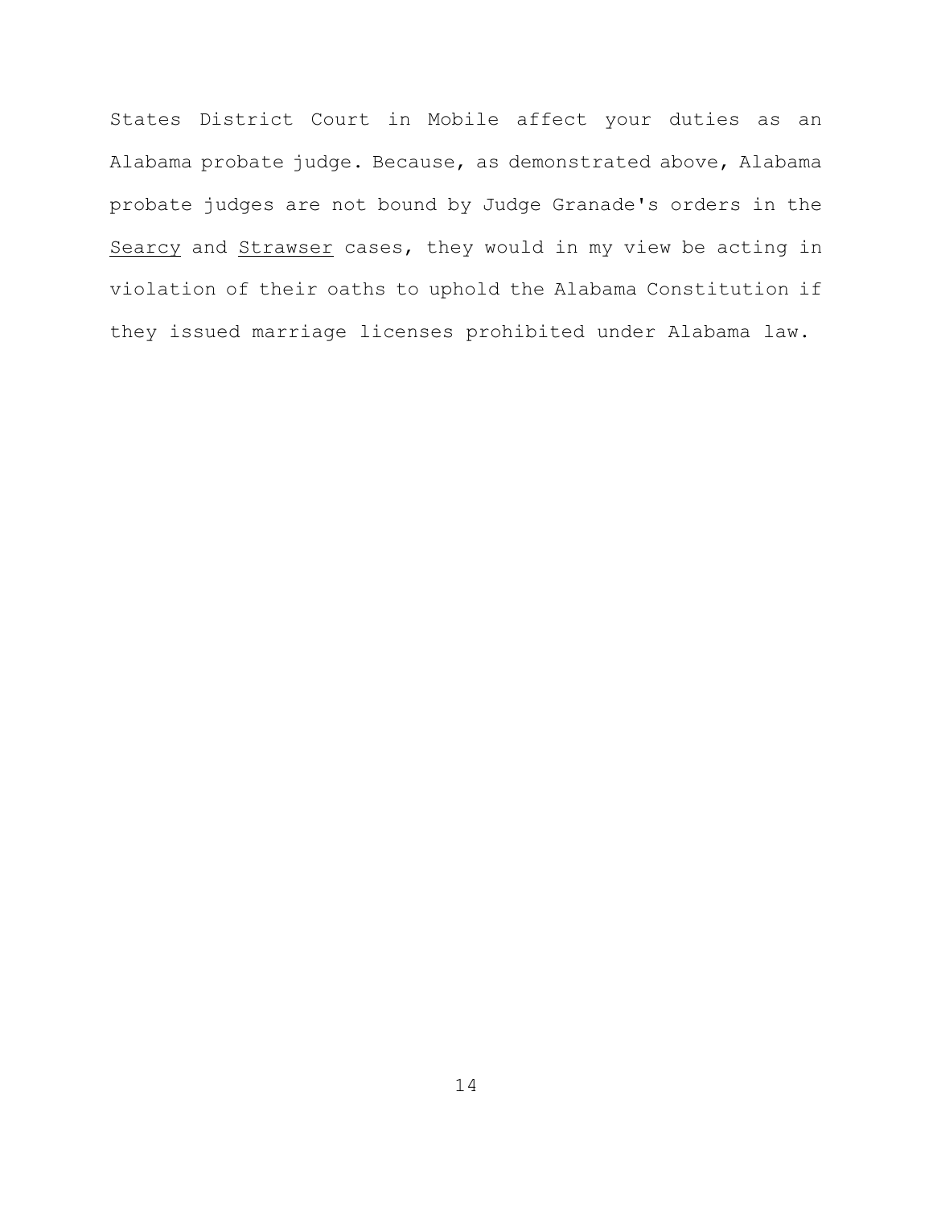States District Court in Mobile affect your duties as an Alabama probate judge. Because, as demonstrated above, Alabama probate judges are not bound by Judge Granade's orders in the Searcy and Strawser cases, they would in my view be acting in violation of their oaths to uphold the Alabama Constitution if they issued marriage licenses prohibited under Alabama law.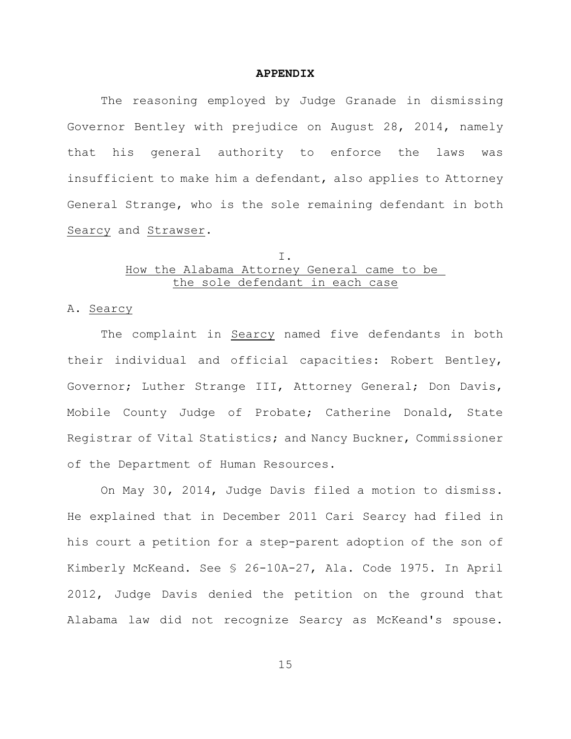## APPENDIX

The reasoning employed by Judge Granade in dismissing Governor Bentley with prejudice on August 28, 2014, namely that his general authority to enforce the laws was insufficient to make him a defendant, also applies to Attorney General Strange, who is the sole remaining defendant in both Searcy and Strawser.

### I.
### How the Alabama Attorney General came to be the sole defendant in each case

A. Searcy

The complaint in Searcy named five defendants in both their individual and official capacities: Robert Bentley, Governor; Luther Strange III, Attorney General; Don Davis, Mobile County Judge of Probate; Catherine Donald, State Registrar of Vital Statistics; and Nancy Buckner, Commissioner of the Department of Human Resources.

On May 30, 2014, Judge Davis filed a motion to dismiss. He explained that in December 2011 Cari Searcy had filed in his court a petition for a step-parent adoption of the son of Kimberly McKeand. See § 26-10A-27, Ala. Code 1975. In April 2012, Judge Davis denied the petition on the ground that Alabama law did not recognize Searcy as McKeand's spouse.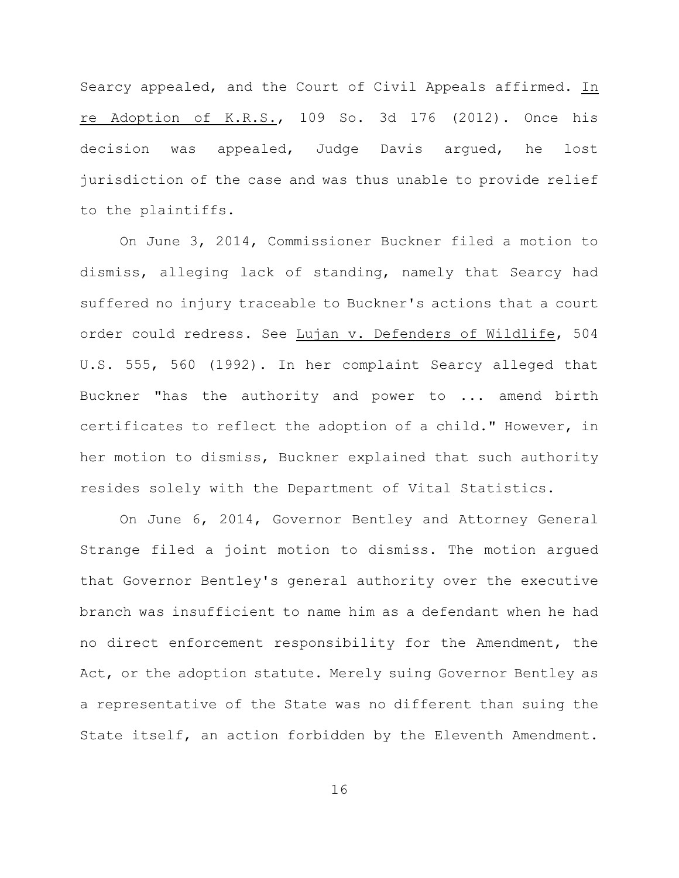Searcy appealed, and the Court of Civil Appeals affirmed. In re Adoption of K.R.S., 109 So. 3d 176 (2012). Once his decision was appealed, Judge Davis argued, he lost jurisdiction of the case and was thus unable to provide relief to the plaintiffs.

On June 3, 2014, Commissioner Buckner filed a motion to dismiss, alleging lack of standing, namely that Searcy had suffered no injury traceable to Buckner's actions that a court order could redress. See Lujan v. Defenders of Wildlife, 504 U.S. 555, 560 (1992). In her complaint Searcy alleged that Buckner "has the authority and power to ... amend birth certificates to reflect the adoption of a child." However, in her motion to dismiss, Buckner explained that such authority resides solely with the Department of Vital Statistics.

On June 6, 2014, Governor Bentley and Attorney General Strange filed a joint motion to dismiss. The motion argued that Governor Bentley's general authority over the executive branch was insufficient to name him as a defendant when he had no direct enforcement responsibility for the Amendment, the Act, or the adoption statute. Merely suing Governor Bentley as a representative of the State was no different than suing the State itself, an action forbidden by the Eleventh Amendment.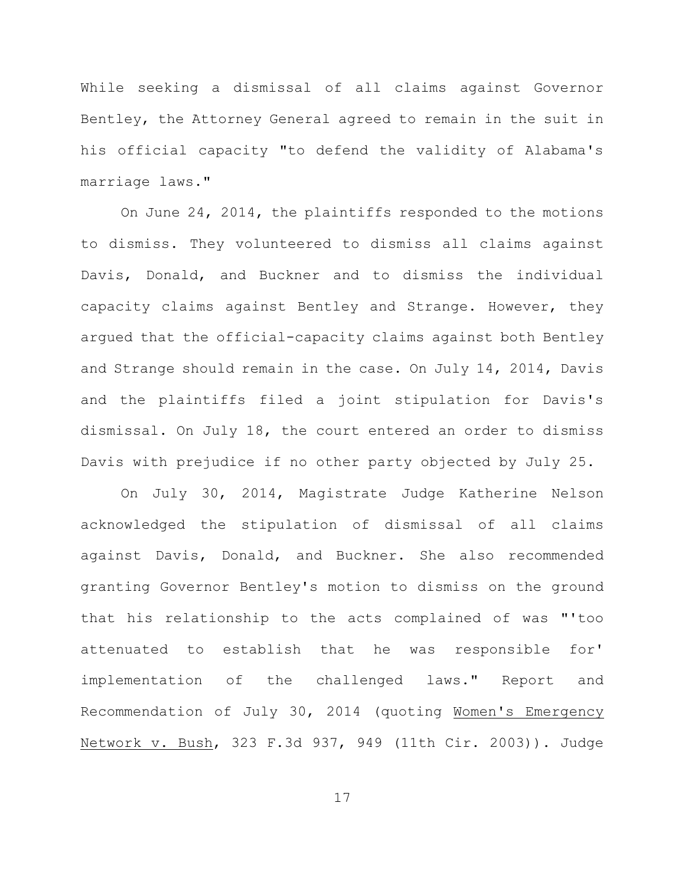While seeking a dismissal of all claims against Governor Bentley, the Attorney General agreed to remain in the suit in his official capacity "to defend the validity of Alabama's marriage laws."

On June 24, 2014, the plaintiffs responded to the motions to dismiss. They volunteered to dismiss all claims against Davis, Donald, and Buckner and to dismiss the individual capacity claims against Bentley and Strange. However, they argued that the official-capacity claims against both Bentley and Strange should remain in the case. On July 14, 2014, Davis and the plaintiffs filed a joint stipulation for Davis's dismissal. On July 18, the court entered an order to dismiss Davis with prejudice if no other party objected by July 25.

On July 30, 2014, Magistrate Judge Katherine Nelson acknowledged the stipulation of dismissal of all claims against Davis, Donald, and Buckner. She also recommended granting Governor Bentley's motion to dismiss on the ground that his relationship to the acts complained of was "'too attenuated to establish that he was responsible for' implementation of the challenged laws." Report and Recommendation of July 30, 2014 (quoting Women's Emergency Network v. Bush, 323 F.3d 937, 949 (11th Cir. 2003)). Judge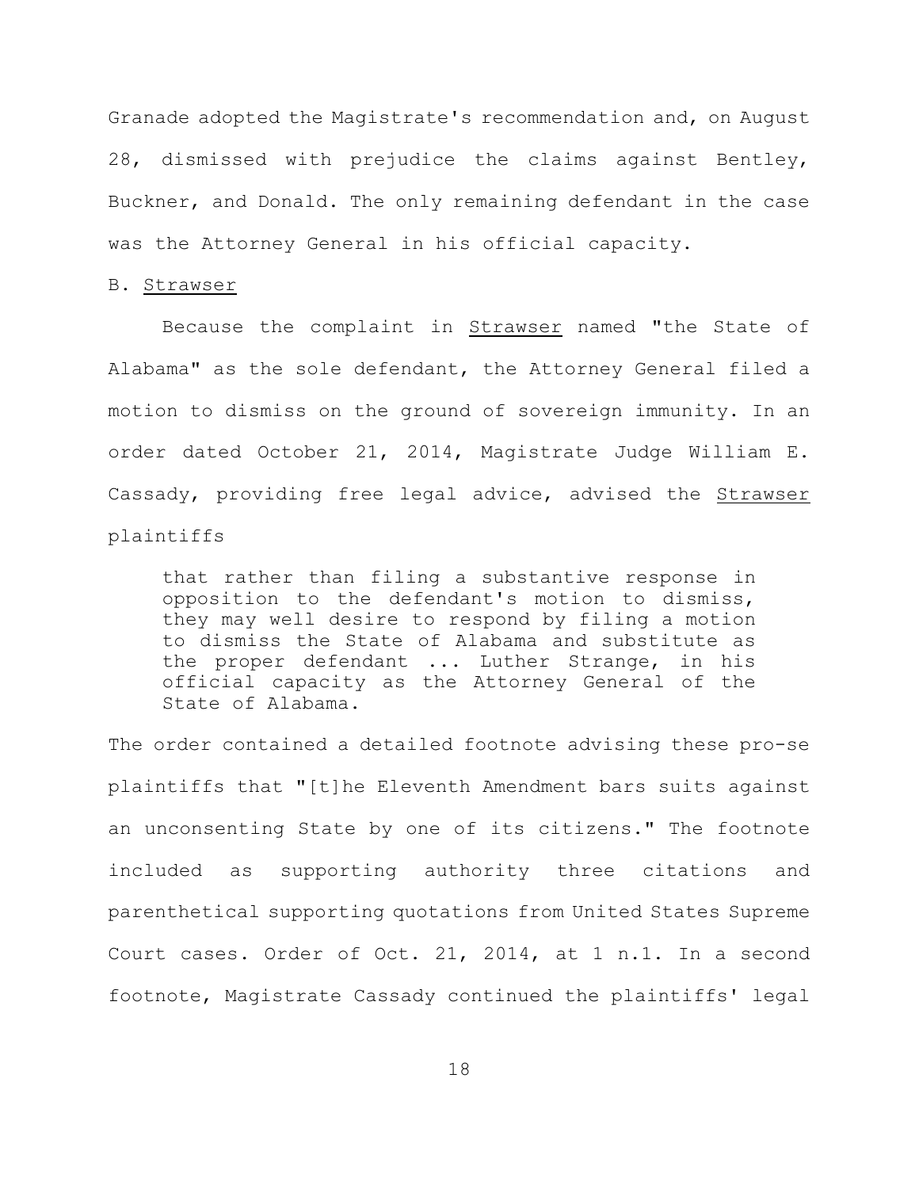Granade adopted the Magistrate's recommendation and, on August 28, dismissed with prejudice the claims against Bentley, Buckner, and Donald. The only remaining defendant in the case was the Attorney General in his official capacity.

B. <u>Strawser</u>

Because the complaint in <u>Strawser</u> named "the State of Alabama" as the sole defendant, the Attorney General filed a motion to dismiss on the ground of sovereign immunity. In an order dated October 21, 2014, Magistrate Judge William E. Cassady, providing free legal advice, advised the <u>Strawser</u> plaintiffs

> that rather than filing a substantive response in opposition to the defendant's motion to dismiss, they may well desire to respond by filing a motion to dismiss the State of Alabama and substitute as the proper defendant ... Luther Strange, in his official capacity as the Attorney General of the State of Alabama.

The order contained a detailed footnote advising these pro-se plaintiffs that "[t]he Eleventh Amendment bars suits against an unconsenting State by one of its citizens." The footnote included as supporting authority three citations and parenthetical supporting quotations from United States Supreme Court cases. Order of Oct. 21, 2014, at 1 n.1. In a second footnote, Magistrate Cassady continued the plaintiffs' legal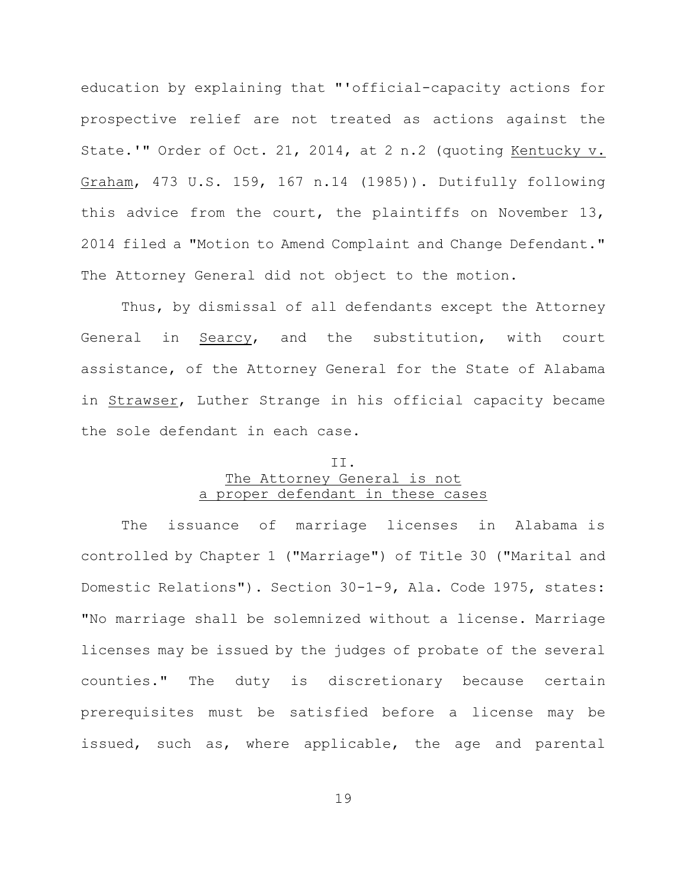education by explaining that "'official-capacity actions for prospective relief are not treated as actions against the State.'" Order of Oct. 21, 2014, at 2 n.2 (quoting Kentucky v. Graham, 473 U.S. 159, 167 n.14 (1985)). Dutifully following this advice from the court, the plaintiffs on November 13, 2014 filed a "Motion to Amend Complaint and Change Defendant." The Attorney General did not object to the motion.

Thus, by dismissal of all defendants except the Attorney General in Searcy, and the substitution, with court assistance, of the Attorney General for the State of Alabama in Strawser, Luther Strange in his official capacity became the sole defendant in each case.

## II.
## The Attorney General is not a proper defendant in these cases

The issuance of marriage licenses in Alabama is controlled by Chapter 1 ("Marriage") of Title 30 ("Marital and Domestic Relations"). Section 30-1-9, Ala. Code 1975, states: "No marriage shall be solemnized without a license. Marriage licenses may be issued by the judges of probate of the several counties." The duty is discretionary because certain prerequisites must be satisfied before a license may be issued, such as, where applicable, the age and parental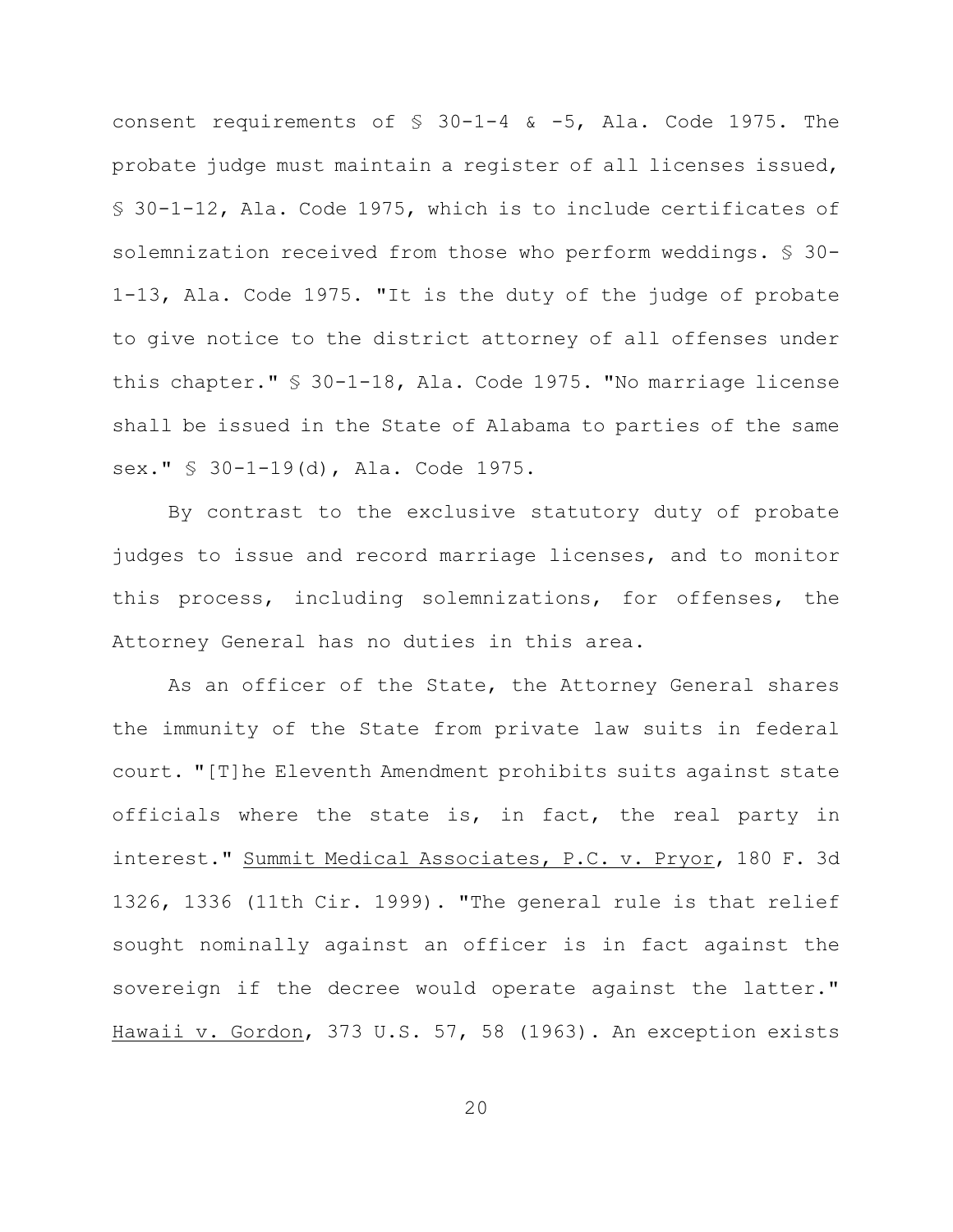consent requirements of § 30-1-4 & -5, Ala. Code 1975. The probate judge must maintain a register of all licenses issued, § 30-1-12, Ala. Code 1975, which is to include certificates of solemnization received from those who perform weddings. § 30-1-13, Ala. Code 1975. "It is the duty of the judge of probate to give notice to the district attorney of all offenses under this chapter." § 30-1-18, Ala. Code 1975. "No marriage license shall be issued in the State of Alabama to parties of the same sex." § 30-1-19(d), Ala. Code 1975.

By contrast to the exclusive statutory duty of probate judges to issue and record marriage licenses, and to monitor this process, including solemnizations, for offenses, the Attorney General has no duties in this area.

As an officer of the State, the Attorney General shares the immunity of the State from private law suits in federal court. "[T]he Eleventh Amendment prohibits suits against state officials where the state is, in fact, the real party in interest." Summit Medical Associates, P.C. v. Pryor, 180 F. 3d 1326, 1336 (11th Cir. 1999). "The general rule is that relief sought nominally against an officer is in fact against the sovereign if the decree would operate against the latter." Hawaii v. Gordon, 373 U.S. 57, 58 (1963). An exception exists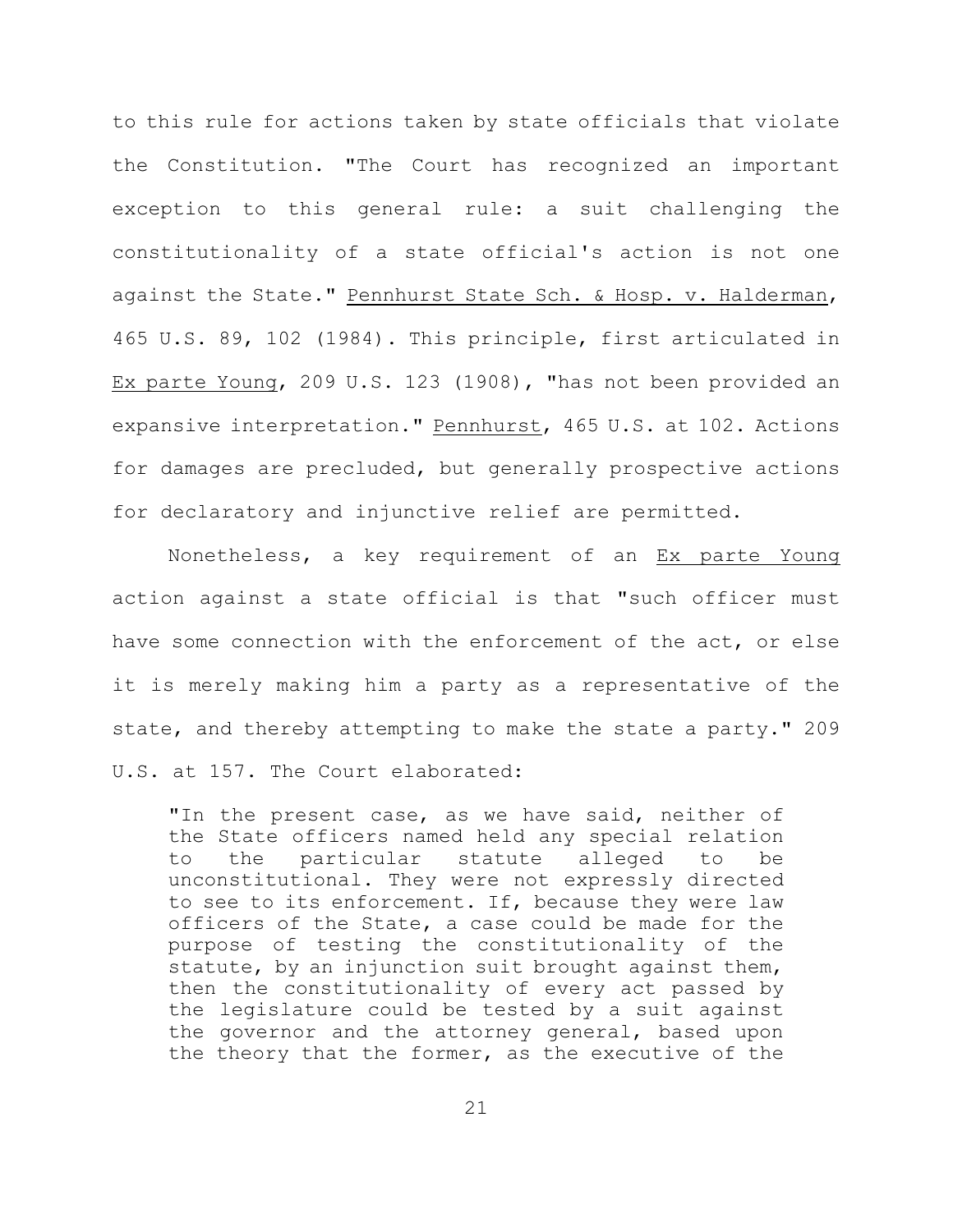to this rule for actions taken by state officials that violate the Constitution. "The Court has recognized an important exception to this general rule: a suit challenging the constitutionality of a state official's action is not one against the State." Pennhurst State Sch. & Hosp. v. Halderman, 465 U.S. 89, 102 (1984). This principle, first articulated in Ex parte Young, 209 U.S. 123 (1908), "has not been provided an expansive interpretation." Pennhurst, 465 U.S. at 102. Actions for damages are precluded, but generally prospective actions for declaratory and injunctive relief are permitted.

Nonetheless, a key requirement of an Ex parte Young action against a state official is that "such officer must have some connection with the enforcement of the act, or else it is merely making him a party as a representative of the state, and thereby attempting to make the state a party." 209 U.S. at 157. The Court elaborated:

> "In the present case, as we have said, neither of the State officers named held any special relation to the particular statute alleged to be unconstitutional. They were not expressly directed to see to its enforcement. If, because they were law officers of the State, a case could be made for the purpose of testing the constitutionality of the statute, by an injunction suit brought against them, then the constitutionality of every act passed by the legislature could be tested by a suit against the governor and the attorney general, based upon the theory that the former, as the executive of the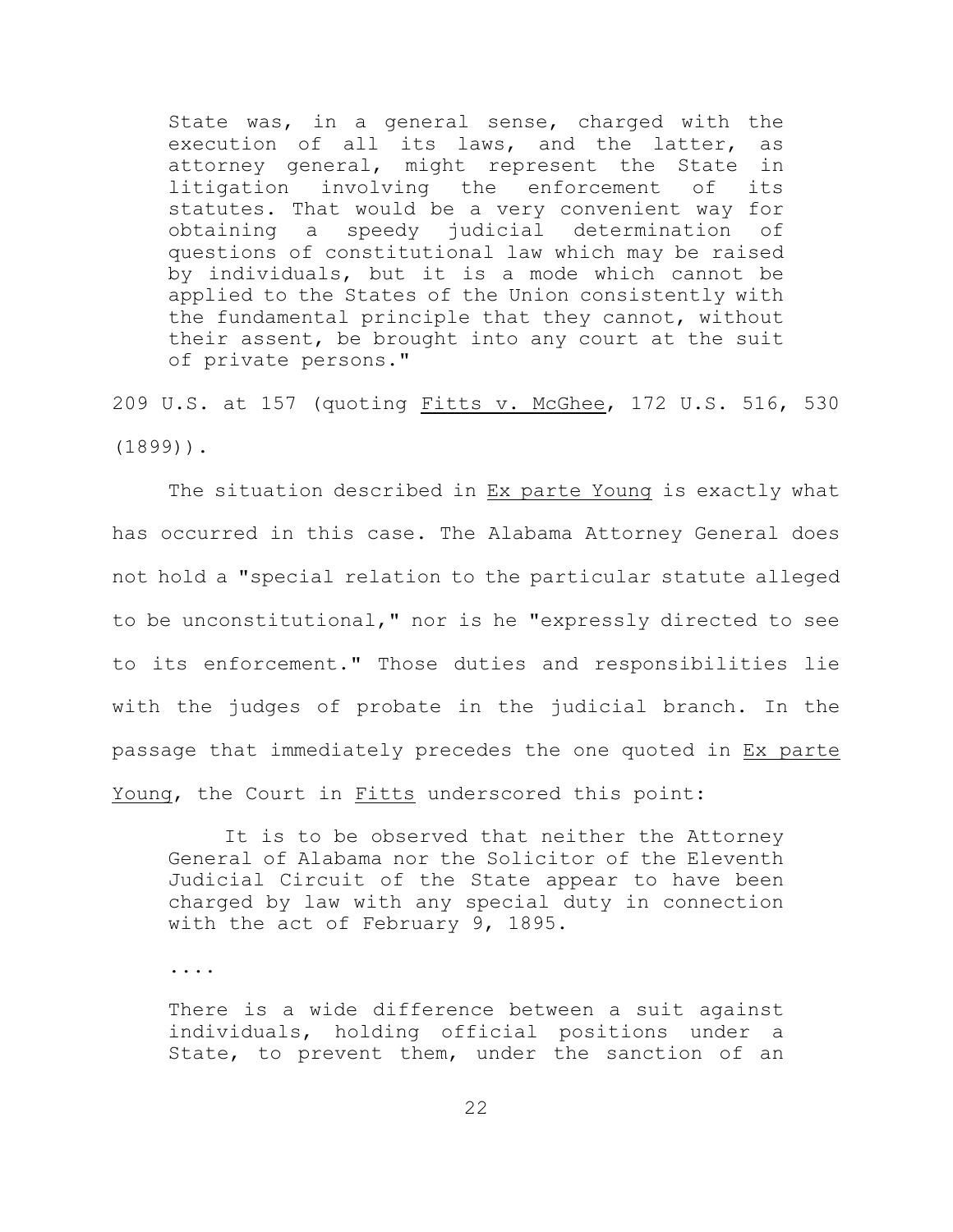> State was, in a general sense, charged with the execution of all its laws, and the latter, as attorney general, might represent the State in litigation involving the enforcement of its statutes. That would be a very convenient way for obtaining a speedy judicial determination of questions of constitutional law which may be raised by individuals, but it is a mode which cannot be applied to the States of the Union consistently with the fundamental principle that they cannot, without their assent, be brought into any court at the suit of private persons."

209 U.S. at 157 (quoting Fitts v. McGhee, 172 U.S. 516, 530 (1899)).

The situation described in Ex parte Young is exactly what has occurred in this case. The Alabama Attorney General does not hold a "special relation to the particular statute alleged to be unconstitutional," nor is he "expressly directed to see to its enforcement." Those duties and responsibilities lie with the judges of probate in the judicial branch. In the passage that immediately precedes the one quoted in Ex parte Young, the Court in Fitts underscored this point:

> It is to be observed that neither the Attorney General of Alabama nor the Solicitor of the Eleventh Judicial Circuit of the State appear to have been charged by law with any special duty in connection with the act of February 9, 1895.
>
> ....
>
> There is a wide difference between a suit against individuals, holding official positions under a State, to prevent them, under the sanction of an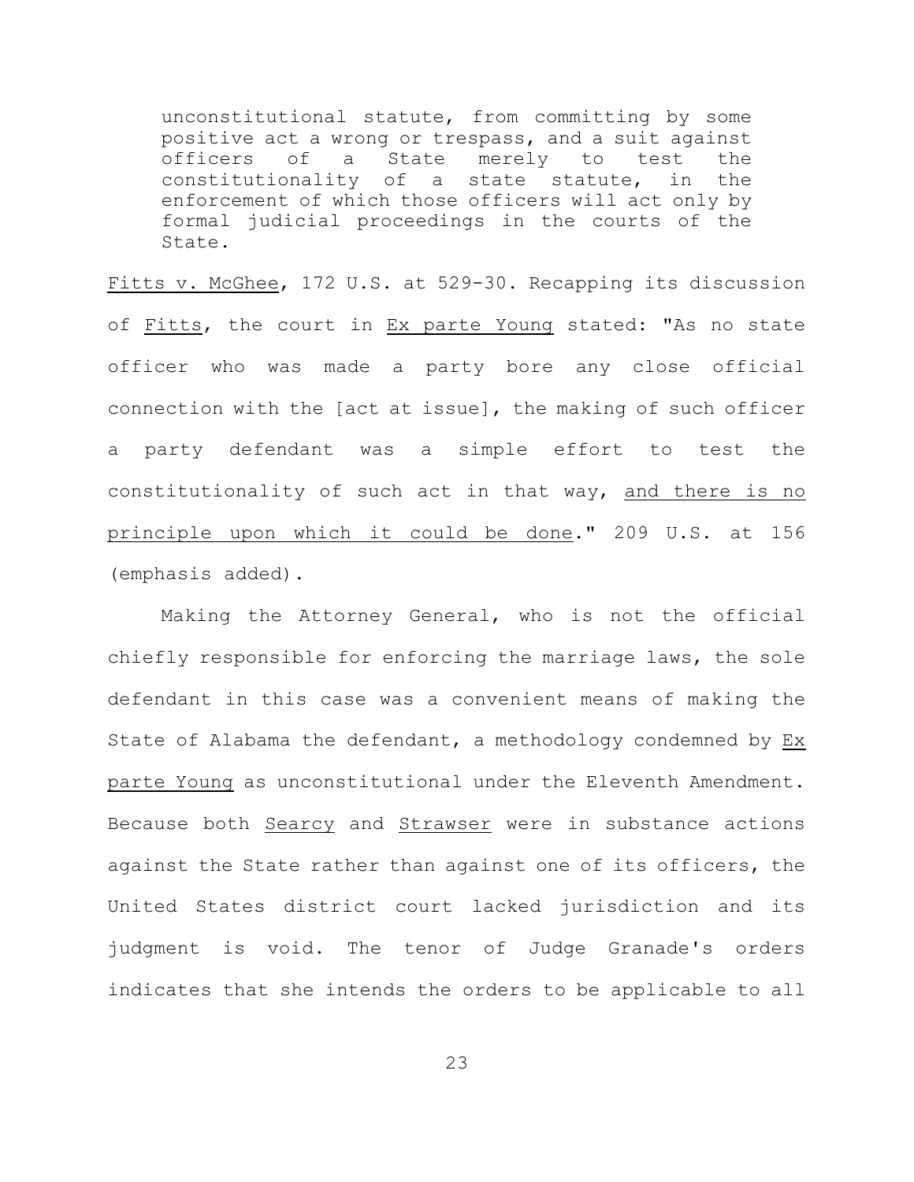> unconstitutional statute, from committing by some positive act a wrong or trespass, and a suit against officers of a State merely to test the constitutionality of a state statute, in the enforcement of which those officers will act only by formal judicial proceedings in the courts of the State.

Fitts v. McGhee, 172 U.S. at 529-30. Recapping its discussion of Fitts, the court in Ex parte Young stated: "As no state officer who was made a party bore any close official connection with the [act at issue], the making of such officer a party defendant was a simple effort to test the constitutionality of such act in that way, and there is no principle upon which it could be done." 209 U.S. at 156 (emphasis added).

Making the Attorney General, who is not the official chiefly responsible for enforcing the marriage laws, the sole defendant in this case was a convenient means of making the State of Alabama the defendant, a methodology condemned by Ex parte Young as unconstitutional under the Eleventh Amendment. Because both Searcy and Strawser were in substance actions against the State rather than against one of its officers, the United States district court lacked jurisdiction and its judgment is void. The tenor of Judge Granade's orders indicates that she intends the orders to be applicable to all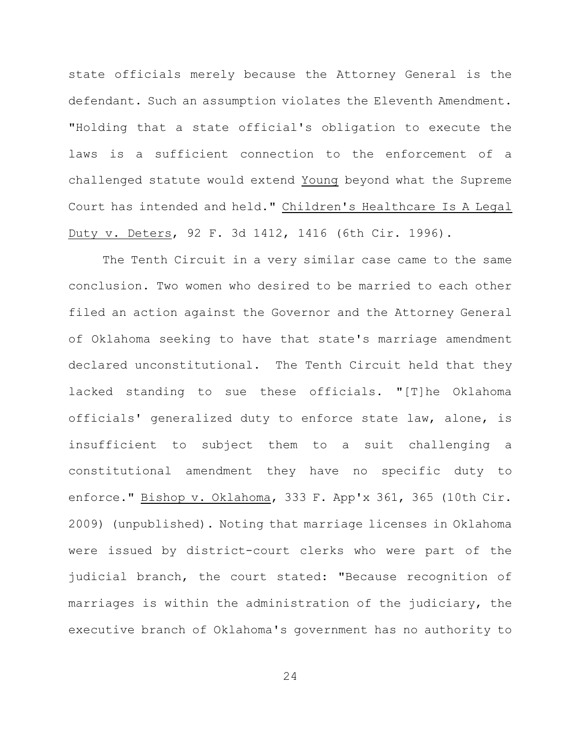state officials merely because the Attorney General is the defendant. Such an assumption violates the Eleventh Amendment. "Holding that a state official's obligation to execute the laws is a sufficient connection to the enforcement of a challenged statute would extend Young beyond what the Supreme Court has intended and held." Children's Healthcare Is A Legal Duty v. Deters, 92 F. 3d 1412, 1416 (6th Cir. 1996).

The Tenth Circuit in a very similar case came to the same conclusion. Two women who desired to be married to each other filed an action against the Governor and the Attorney General of Oklahoma seeking to have that state's marriage amendment declared unconstitutional. The Tenth Circuit held that they lacked standing to sue these officials. "[T]he Oklahoma officials' generalized duty to enforce state law, alone, is insufficient to subject them to a suit challenging a constitutional amendment they have no specific duty to enforce." Bishop v. Oklahoma, 333 F. App'x 361, 365 (10th Cir. 2009) (unpublished). Noting that marriage licenses in Oklahoma were issued by district-court clerks who were part of the judicial branch, the court stated: "Because recognition of marriages is within the administration of the judiciary, the executive branch of Oklahoma's government has no authority to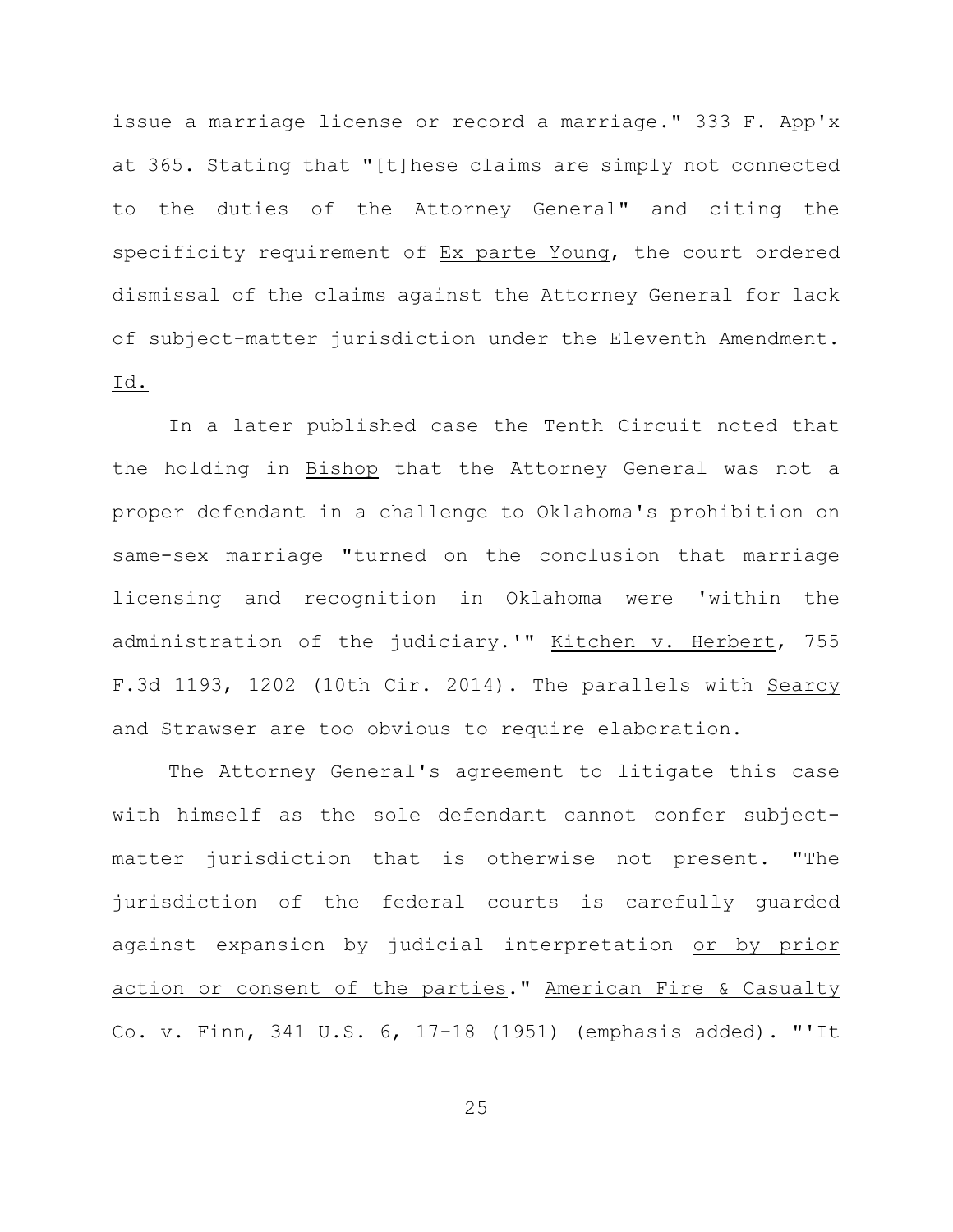issue a marriage license or record a marriage." 333 F. App'x at 365. Stating that "[t]hese claims are simply not connected to the duties of the Attorney General" and citing the specificity requirement of Ex parte Young, the court ordered dismissal of the claims against the Attorney General for lack of subject-matter jurisdiction under the Eleventh Amendment. Id.

In a later published case the Tenth Circuit noted that the holding in Bishop that the Attorney General was not a proper defendant in a challenge to Oklahoma's prohibition on same-sex marriage "turned on the conclusion that marriage licensing and recognition in Oklahoma were 'within the administration of the judiciary.'" Kitchen v. Herbert, 755 F.3d 1193, 1202 (10th Cir. 2014). The parallels with Searcy and Strawser are too obvious to require elaboration.

The Attorney General's agreement to litigate this case with himself as the sole defendant cannot confer subject-matter jurisdiction that is otherwise not present. "The jurisdiction of the federal courts is carefully guarded against expansion by judicial interpretation or by prior action or consent of the parties." American Fire & Casualty Co. v. Finn, 341 U.S. 6, 17-18 (1951) (emphasis added). "'It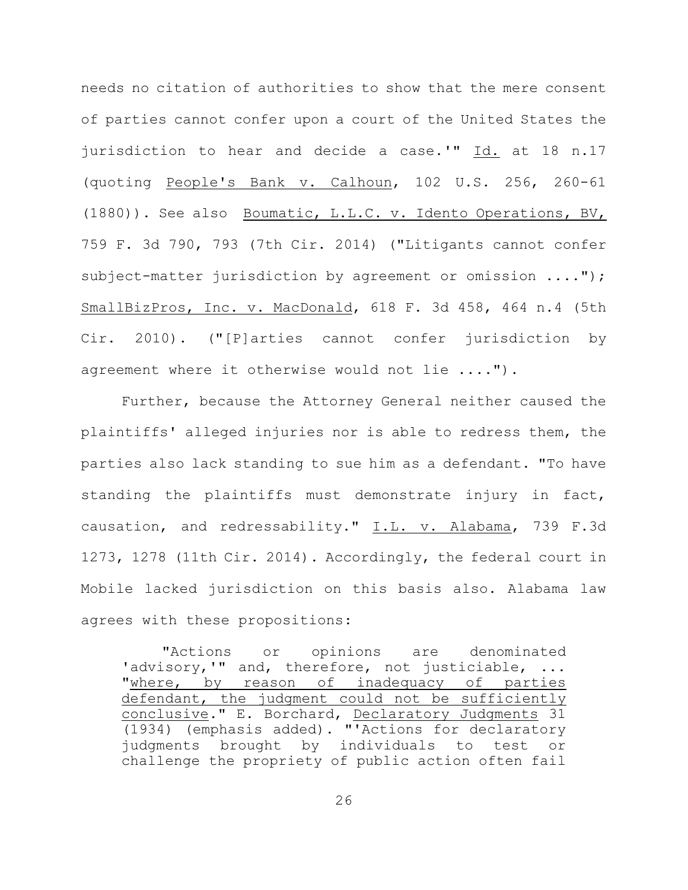needs no citation of authorities to show that the mere consent of parties cannot confer upon a court of the United States the jurisdiction to hear and decide a case.'" Id. at 18 n.17 (quoting People's Bank v. Calhoun, 102 U.S. 256, 260-61 (1880)). See also Boumatic, L.L.C. v. Idento Operations, BV, 759 F. 3d 790, 793 (7th Cir. 2014) ("Litigants cannot confer subject-matter jurisdiction by agreement or omission ...."); SmallBizPros, Inc. v. MacDonald, 618 F. 3d 458, 464 n.4 (5th Cir. 2010). ("[P]arties cannot confer jurisdiction by agreement where it otherwise would not lie ....").

Further, because the Attorney General neither caused the plaintiffs' alleged injuries nor is able to redress them, the parties also lack standing to sue him as a defendant. "To have standing the plaintiffs must demonstrate injury in fact, causation, and redressability." I.L. v. Alabama, 739 F.3d 1273, 1278 (11th Cir. 2014). Accordingly, the federal court in Mobile lacked jurisdiction on this basis also. Alabama law agrees with these propositions:

> "Actions or opinions are denominated 'advisory,'" and, therefore, not justiciable, ... "where, by reason of inadequacy of parties defendant, the judgment could not be sufficiently conclusive." E. Borchard, Declaratory Judgments 31 (1934) (emphasis added). "'Actions for declaratory judgments brought by individuals to test or challenge the propriety of public action often fail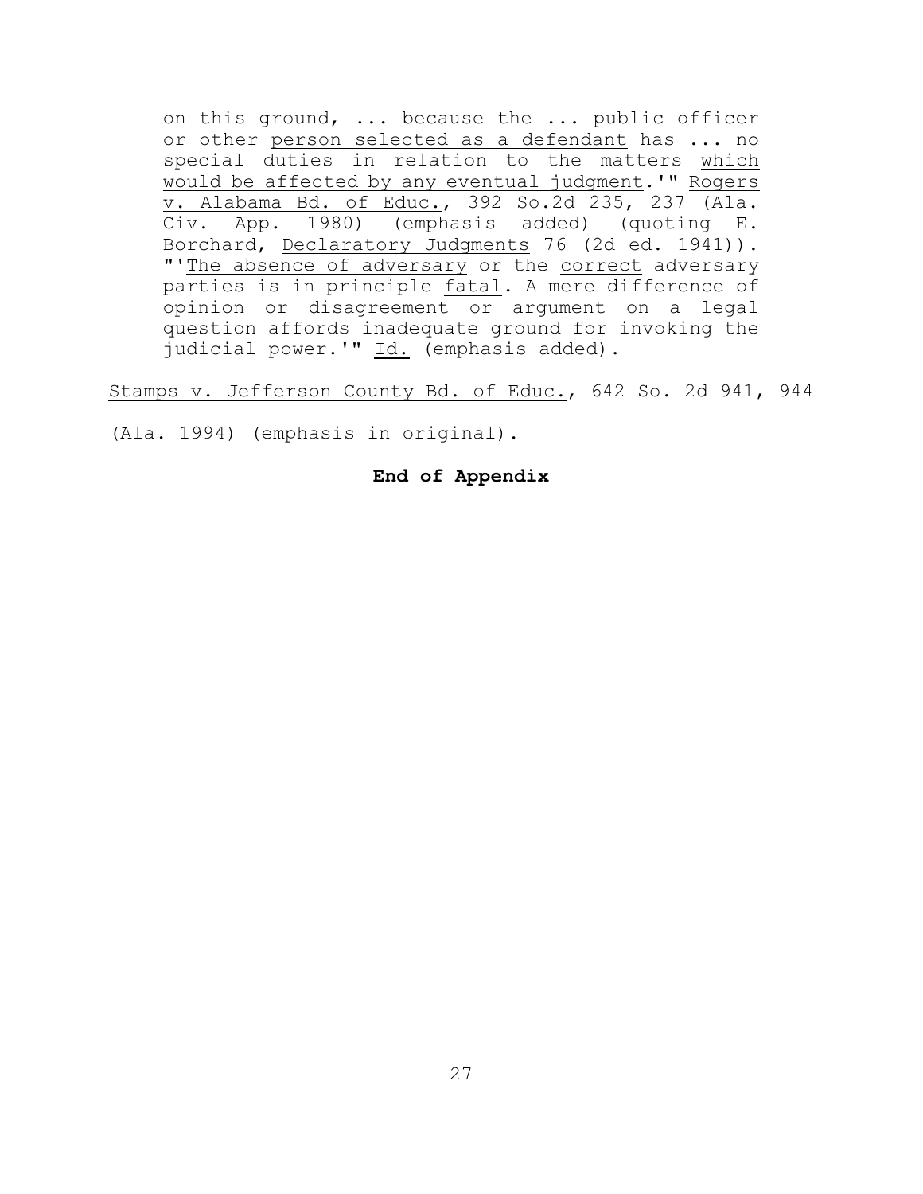> on this ground, ... because the ... public officer or other <u>person selected as a defendant</u> has ... no special duties in relation to the matters <u>which would be affected by any eventual judgment</u>.'" <u>Rogers v. Alabama Bd. of Educ.</u>, 392 So.2d 235, 237 (Ala. Civ. App. 1980) (emphasis added) (quoting E. Borchard, <u>Declaratory Judgments</u> 76 (2d ed. 1941)). "'<u>The absence of adversary</u> or the <u>correct</u> adversary parties is in principle <u>fatal</u>. A mere difference of opinion or disagreement or argument on a legal question affords inadequate ground for invoking the judicial power.'" <u>Id.</u> (emphasis added).

<u>Stamps v. Jefferson County Bd. of Educ.</u>, 642 So. 2d 941, 944 (Ala. 1994) (emphasis in original).

**End of Appendix**